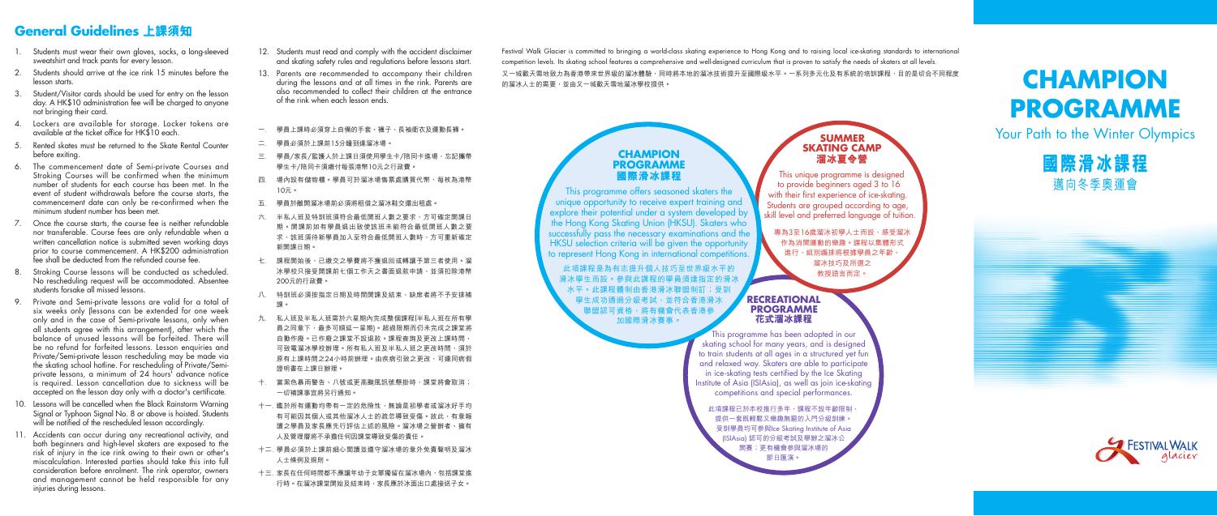## General Guidelines 上課須知

1. Students must wear their own gloves, socks, a long-sleeved sweatshirt and track pants for every lesson.
2. Students should arrive at the ice rink 15 minute before the lesson starts.
3. Student/Visitor cards should be used for entry on the lesson day. A HK$10 administration fee will be charged to anyone not bring their card.
4. Lockers are available for storage. Locker tokens are available at the ticket office for HK$10 each.
5. Rented skates must be returned to the Skate Rental Counter before exiting.
6. The commencement date of Semi-private Courses and Stroking Courses will be confirmed when the minimum number of students for each course has been met. In the event of student withdrawals before the course starts, the commencement date can only be re-confirmed when the minimum student number has been met.
7. Once the course starts, the course fee is neither refundable nor transferable. Course fees are only refundable when a written cancellation notice is submitted seven working days prior to course commencement. A HK$200 administration fee shall be deducted from the refunded course fee.
8. Stroking Course lessons will be conducted as scheduled. No rescheduling request will be accommodated. Absentee students forsake all missed lessons.
9. Private and Semi-private lessons are valid for a total of six weeks only (lessons can be extended for one week only and in the case of Semi-private lessons, only when all students agree with this arrangement), after which the balance of unused lessons will be forfeited. There will be no refund for forfeited lessons. Lesson enquiries and Private/Semi-private lesson rescheduling may be made via the skating school hotline. For rescheduling of Private/Semi-private lessons, a minimum of 24 hours' advance notice is required. Lesson cancellation due to sickness will be accepted on the lesson day only with a doctor's certificate.
10. Lessons will be cancelled when the Black Rainstorm Warning Signal or Typhoon Signal No. 8 or above is hoisted. Students will be notified of the rescheduled lesson accordingly.
11. Accidents can occur during any recreational activity, and both beginners and high-level skaters are exposed to the risk of injury in the ice rink owing to their own or other's miscalculation. Interested parties should take this into full consideration before enrolment. The rink operator, owners and management cannot be held responsible for any injuries during lessons.
12. Students must read and comply with the accident disclaimer and skating safety rules and regulations before lessons start.
13. Parents are recommended to accompany their children during the lessons and at all times in the rink. Parents are also recommended to collect their children at the entrance of the rink when each lesson ends.

一. 學員上課時必須穿上自備的手套、襪子、長袖衛衣及運動長褲。
二. 學員必須於上課前15分鐘到達溜冰場。
三. 學員/家長/監護人於上課日須使用學生卡/陪同卡進場，忘記攜帶學生卡/陪同卡須繳付每張港幣10元之行政費。
四. 場內設有儲物櫃。學員可於溜冰場售票處購買代幣，每枚為港幣10元。
五. 學員於離開溜冰場前必須將租借之溜冰鞋交還出租處。
六. 半私人班及特訓班須符合最低開班人數之要求，方可確定開課日期。開課前如有學員退出致使該班未能符合最低開班人數之要求，該班須待新學員加入至符合最低開班人數時，方可重新確定新開課日期。
七. 課程開始後，已繳交之學費將不獲退回或轉讓予第三者使用。溜冰學校只接受開課前七個工作天之書面退款申請，並須扣除港幣200元的行政費。
八. 特訓班必須按指定日期及時間開課及結束，缺席者將不予安排補課。
九. 私人班及半私人班需於六星期內完成整個課程(半私人班在所有學員之同意下，最多可順延一星期)。超過限期而仍未完成之課堂將自動作廢。已作廢之課堂不設退款。課程查詢及更改上課時間，可致電溜冰學校辦理。所有私人班及半私人班之更改時間，須於原有上課時間之24小時前辦理。由疾病引致之更改，可憑同病假證明書在上課日辦理。
十. 當黑色暴雨警告、八號或更高颱風訊號懸掛時，課堂將會取消；一切補課事宜將另行通知。
十一. 鑑於所有運動均帶有一定的危險性，無論是初學者或溜冰好手均有可能因其個人或其他溜冰人士的疏忽導致受傷。故此，有意報讀之學員及家長應先行評估上述的風險。溜冰場之營辦者、擁有人及管理層將不承擔任何因課堂導致受傷的責任。
十二. 學員必須於上課前細心閱讀並遵守溜冰場的意外免責聲明及溜冰人士條例及規則。
十三. 家長在任何時間都不應讓年幼子女單獨留在溜冰場內，包括課堂進行時。在溜冰課堂開始及結束時，家長應於冰面出口處接送子女。

Festival Walk Glacier is committed to bringing a world-class skating experience to Hong Kong and to raising local ice-skating standards to international competition levels. Its skating school features a comprehensive and well-designed curriculum that is proven to satisfy the needs of skaters at all levels.

又一城歡天雪地致力為香港帶來世界級的溜冰體驗，同時將本地的溜冰技術提升至國際級水平。一系列多元化及有系統的培訓課程，目的是切合不同程度的溜冰人士的需要，並由又一城歡天雪地溜冰學校提供。

### CHAMPION PROGRAMME 國際滑冰課程

This programme offers seasoned skaters the unique opportunity to receive expert training and explore their potential under a system developed by the Hong Kong Skating Union (HKSU). Skaters who successfully pass the necessary examinations and the HKSU selection criteria will be given the opportunity to represent Hong Kong in international competitions.

此項課程是為有志提升個人技巧至世界級水平的滑冰學生而設。參與此課程的學員須達指定的滑冰水平。此課程體制由香港滑冰聯盟制訂；受訓學生成功通過分級考試，並符合香港滑冰聯盟認可資格，將有機會代表香港參加國際滑冰賽事。

### SUMMER SKATING CAMP 溜冰夏令營

This unique programme is designed to provide beginners aged 3 to 16 with their first experience of ice-skating. Students are grouped according to age, skill level and preferred language of tuition.

專為3至16歲溜冰初學人士而設，感受溜冰作為消閒運動的樂趣。課程以集體形式進行，組別編排將根據學員之年齡、溜冰技巧及所選之教授語言而定。

### RECREATIONAL PROGRAMME 花式溜冰課程

This programme has been adopted in our skating school for many years, and is designed to train students at all ages in a structured yet fun and relaxed way. Skaters are able to participate in ice-skating tests certified by the Ice Skating Institute of Asia (ISIAsia), as well as join ice-skating competitions and special performances.

此項課程已於本校推行多年，課程不設年齡限制，提供一套既輕鬆又樂趣無窮的入門分級訓練。受訓學員均可參與Ice Skating Institute of Asia (ISIAsia) 認可的分級考試及舉辦之溜冰公開賽；更有機會參與溜冰場的節日匯演。

# CHAMPION PROGRAMME

Your Path to the Winter Olympics

# 國際滑冰課程

邁向冬季奧運會

FESTIVAL WALK glacier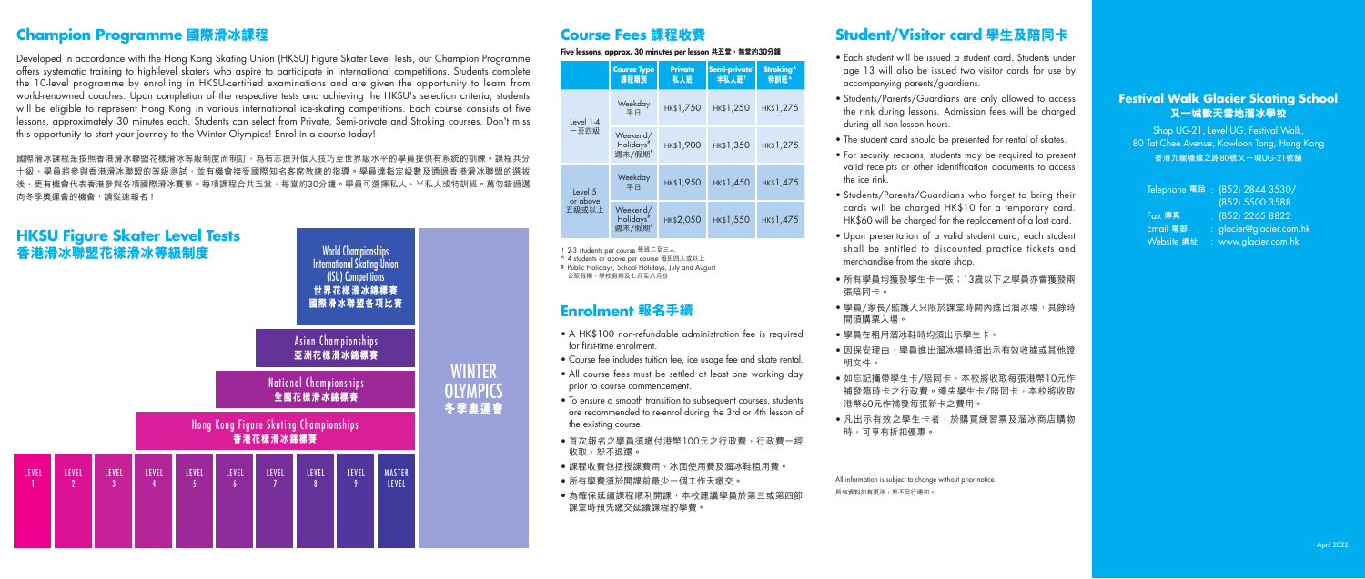## Champion Programme 國際滑冰課程

Developed in accordance with the Hong Kong Skating Union (HKSU) Figure Skater Level Tests, our Champion Programme offers systematic training to high-level skaters who aspire to participate in international competitions. Students complete the 10-level programme by enrolling in HKSU-certified examinations and are given the opportunity to learn from world-renowned coaches. Upon completion of the respective tests and achieving the HKSU's selection criteria, students will be eligible to represent Hong Kong in various international ice-skating competitions. Each course consists of five lessons, approximately 30 minutes each. Students can select from Private, Semi-private and Stroking courses. Don't miss this opportunity to start your journey to the Winter Olympics! Enrol in a course today!

國際滑冰課程是按照香港滑冰聯盟花樣滑冰等級制度而制訂，為有志提升個人技巧至世界級水平的學員提供有系統的訓練。課程共分十級，學員將參與香港滑冰聯盟的等級測試，並有機會接受國際知名客席教練的指導。學員達指定級數及通過香港滑冰聯盟的選拔後，更有機會代表香港參與各項國際滑冰賽事。每項課程合共五堂，每堂約30分鐘。學員可選擇私人、半私人或特訓班。萬勿錯過邁向冬季奧運會的機會，請從速報名！

## HKSU Figure Skater Level Tests 香港滑冰聯盟花樣滑冰等級制度

WINTER OLYMPICS 冬季奧運會

World Championships International Skating Union (ISU) Competitions 世界花樣滑冰錦標賽 國際滑冰聯盟各項比賽

Asian Championships 亞洲花樣滑冰錦標賽

National Championships 全國花樣滑冰錦標賽

Hong Kong Figure Skating Championships 香港花樣滑冰錦標賽

LEVEL 1, LEVEL 2, LEVEL 3, LEVEL 4, LEVEL 5, LEVEL 6, LEVEL 7, LEVEL 8, LEVEL 9, MASTER LEVEL

## Course Fees 課程收費

**Five lessons, approx. 30 minutes per lesson 共五堂，每堂約30分鐘**

| | Course Type 課程類別 | Private 私人班 | Semi-private† 半私人班† | Stroking^ 特訓班^ |
|---|---|---|---|---|
| Level 1-4 一至四級 | Weekday 平日 | HK$1,750 | HK$1,250 | HK$1,275 |
| | Weekend/Holidays# 週末/假期# | HK$1,900 | HK$1,350 | HK$1,275 |
| Level 5 or above 五級或以上 | Weekday 平日 | HK$1,950 | HK$1,450 | HK$1,475 |
| | Weekend/Holidays# 週末/假期# | HK$2,050 | HK$1,550 | HK$1,475 |

† 2-3 students per course 每班二至三人
^ 4 students or above per course 每班四人或以上
# Public Holidays, School Holidays, July and August 公眾假期、學校假期及七月至八月份

## Enrolment 報名手續

- A HK$100 non-refundable administration fee is required for first-time enrolment.
- Course fee includes tuition fee, ice usage fee and skate rental.
- All course fees must be settled at least one working day prior to course commencement.
- To ensure a smooth transition to subsequent courses, students are recommended to re-enrol during the 3rd or 4th lesson of the existing course.
- 首次報名之學員須繳付港幣100元之行政費，行政費一經收取，恕不退還。
- 課程收費包括授課費用、冰面使用費及溜冰鞋租用費。
- 所有學費須於開課前最少一個工作天繳交。
- 為確保延續課程順利開課，本校建議學員於第三或第四節課堂時預先繳交延續課程的學費。

## Student/Visitor card 學生及陪同卡

- Each student will be issued a student card. Students under age 13 will also be issued two visitor cards for use by accompanying parents/guardians.
- Students/Parents/Guardians are only allowed to access the rink during lessons. Admission fees will be charged during all non-lesson hours.
- The student card should be presented for rental of skates.
- For security reasons, students may be required to present valid receipts or other identification documents to access the ice rink.
- Students/Parents/Guardians who forget to bring their cards will be charged HK$10 for a temporary card. HK$60 will be charged for the replacement of a lost card.
- Upon presentation of a valid student card, each student shall be entitled to discounted practice tickets and merchandise from the skate shop.
- 所有學員均獲發學生卡一張；13歲以下之學員亦會獲發兩張陪同卡。
- 學員/家長/監護人只限於課堂時間內進出溜冰場，其餘時間須購票入場。
- 學員在租用溜冰鞋時均須出示學生卡。
- 因保安理由，學員進出溜冰場時須出示有效收據或其他證明文件。
- 如忘記攜帶學生卡/陪同卡，本校將收取每張港幣10元作補發臨時卡之行政費。遺失學生卡/陪同卡，本校將收取港幣60元作補發每張新卡之費用。
- 凡出示有效之學生卡者，於購買練習票及溜冰商店購物時，可享有折扣優惠。

All information is subject to change without prior notice.
所有資料如有更改，恕不另行通知。

## Festival Walk Glacier Skating School 又一城歡天雪地溜冰學校

Shop UG-21, Level UG, Festival Walk, 80 Tat Chee Avenue, Kowloon Tong, Hong Kong
香港九龍塘達之路80號又一城UG-21號舖

Telephone 電話 : (852) 2844 3530/ (852) 5500 3588
Fax 傳真 : (852) 2265 8822
Email 電郵 : glacier@glacier.com.hk
Website 網址 : www.glacier.com.hk

April 2022